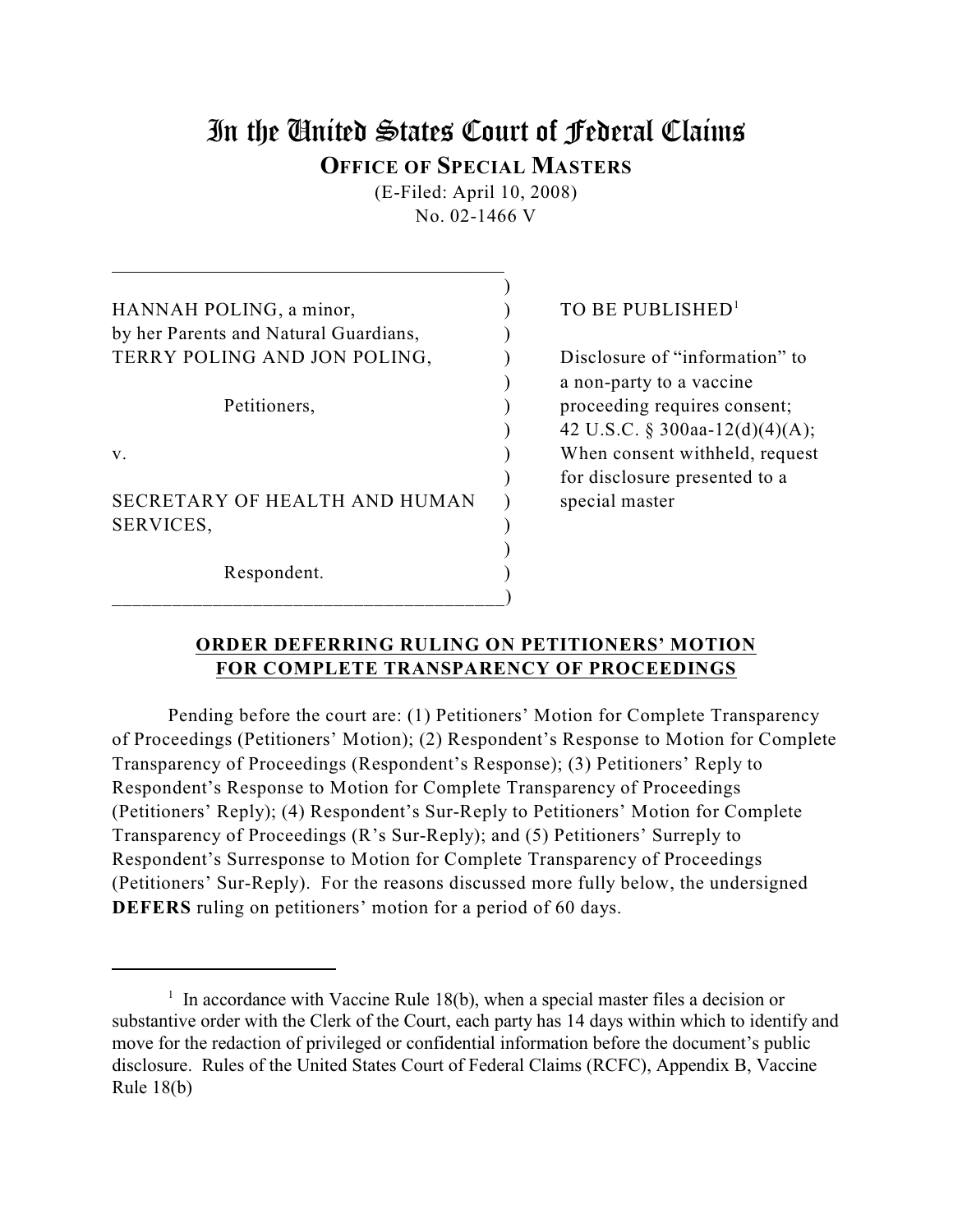# In the United States Court of Federal Claims

**OFFICE OF SPECIAL MASTERS**

(E-Filed: April 10, 2008)

No. 02-1466 V

HANNAH POLING, a minor, by her Parents and Natural Guardians, TERRY POLING AND JON POLING,

Petitioners,

v.

SECRETARY OF HEALTH AND HUMAN SERVICES,

Respondent.

TO BE PUBLISHED[1]

Disclosure of "information" to a non-party to a vaccine proceeding requires consent; 42 U.S.C. § 300aa-12(d)(4)(A); When consent withheld, request for disclosure presented to a special master

**ORDER DEFERRING RULING ON PETITIONERS' MOTION FOR COMPLETE TRANSPARENCY OF PROCEEDINGS**

Pending before the court are: (1) Petitioners' Motion for Complete Transparency of Proceedings (Petitioners' Motion); (2) Respondent's Response to Motion for Complete Transparency of Proceedings (Respondent's Response); (3) Petitioners' Reply to Respondent's Response to Motion for Complete Transparency of Proceedings (Petitioners' Reply); (4) Respondent's Sur-Reply to Petitioners' Motion for Complete Transparency of Proceedings (R's Sur-Reply); and (5) Petitioners' Surreply to Respondent's Surresponse to Motion for Complete Transparency of Proceedings (Petitioners' Sur-Reply). For the reasons discussed more fully below, the undersigned **DEFERS** ruling on petitioners' motion for a period of 60 days.

[1] In accordance with Vaccine Rule 18(b), when a special master files a decision or substantive order with the Clerk of the Court, each party has 14 days within which to identify and move for the redaction of privileged or confidential information before the document's public disclosure. Rules of the United States Court of Federal Claims (RCFC), Appendix B, Vaccine Rule 18(b)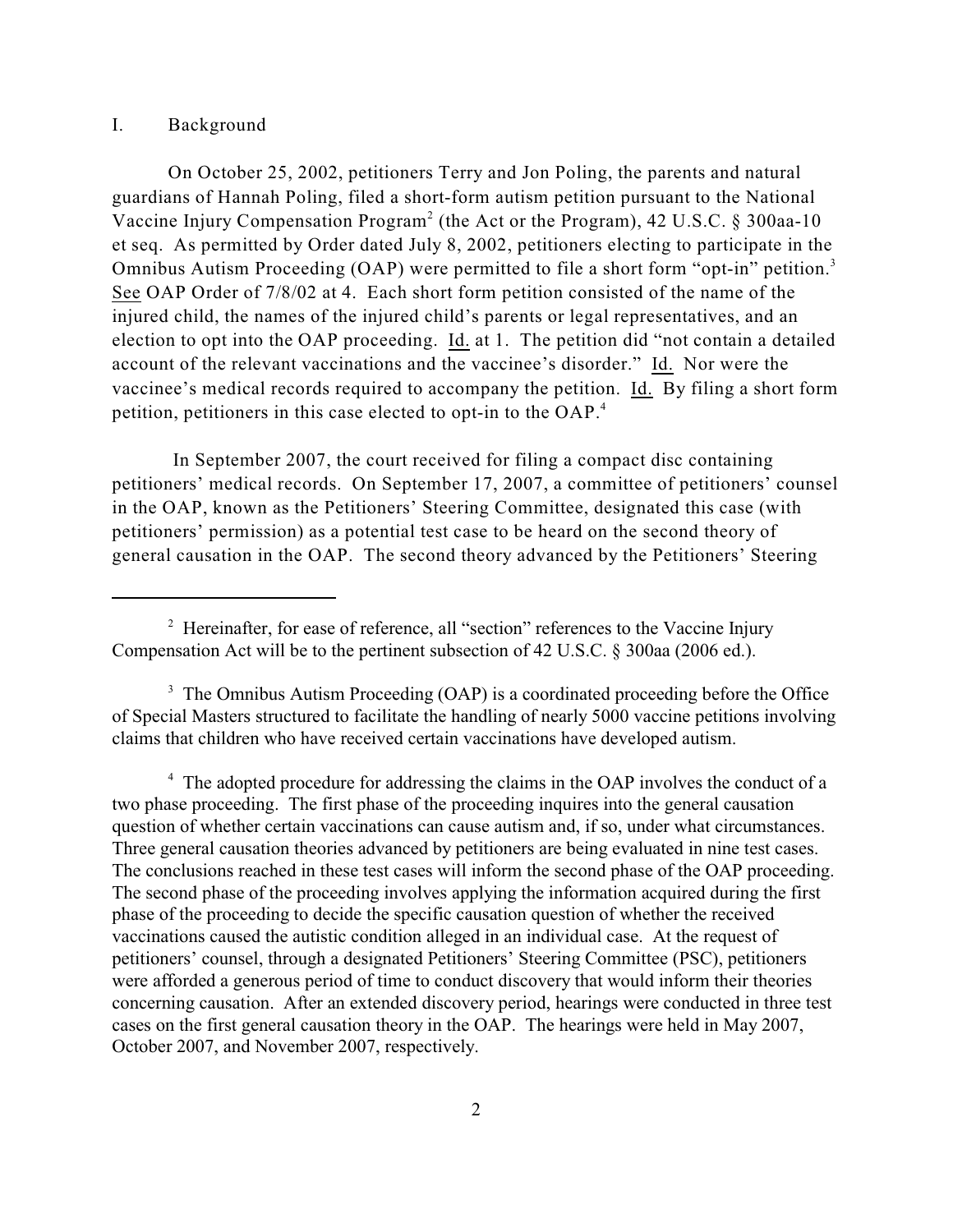## I. Background

On October 25, 2002, petitioners Terry and Jon Poling, the parents and natural guardians of Hannah Poling, filed a short-form autism petition pursuant to the National Vaccine Injury Compensation Program[2] (the Act or the Program), 42 U.S.C. § 300aa-10 et seq. As permitted by Order dated July 8, 2002, petitioners electing to participate in the Omnibus Autism Proceeding (OAP) were permitted to file a short form "opt-in" petition.[3] See OAP Order of 7/8/02 at 4. Each short form petition consisted of the name of the injured child, the names of the injured child's parents or legal representatives, and an election to opt into the OAP proceeding. Id. at 1. The petition did "not contain a detailed account of the relevant vaccinations and the vaccinee's disorder." Id. Nor were the vaccinee's medical records required to accompany the petition. Id. By filing a short form petition, petitioners in this case elected to opt-in to the OAP.[4]

In September 2007, the court received for filing a compact disc containing petitioners' medical records. On September 17, 2007, a committee of petitioners' counsel in the OAP, known as the Petitioners' Steering Committee, designated this case (with petitioners' permission) as a potential test case to be heard on the second theory of general causation in the OAP. The second theory advanced by the Petitioners' Steering

---

[2] Hereinafter, for ease of reference, all "section" references to the Vaccine Injury Compensation Act will be to the pertinent subsection of 42 U.S.C. § 300aa (2006 ed.).

[3] The Omnibus Autism Proceeding (OAP) is a coordinated proceeding before the Office of Special Masters structured to facilitate the handling of nearly 5000 vaccine petitions involving claims that children who have received certain vaccinations have developed autism.

[4] The adopted procedure for addressing the claims in the OAP involves the conduct of a two phase proceeding. The first phase of the proceeding inquires into the general causation question of whether certain vaccinations can cause autism and, if so, under what circumstances. Three general causation theories advanced by petitioners are being evaluated in nine test cases. The conclusions reached in these test cases will inform the second phase of the OAP proceeding. The second phase of the proceeding involves applying the information acquired during the first phase of the proceeding to decide the specific causation question of whether the received vaccinations caused the autistic condition alleged in an individual case. At the request of petitioners' counsel, through a designated Petitioners' Steering Committee (PSC), petitioners were afforded a generous period of time to conduct discovery that would inform their theories concerning causation. After an extended discovery period, hearings were conducted in three test cases on the first general causation theory in the OAP. The hearings were held in May 2007, October 2007, and November 2007, respectively.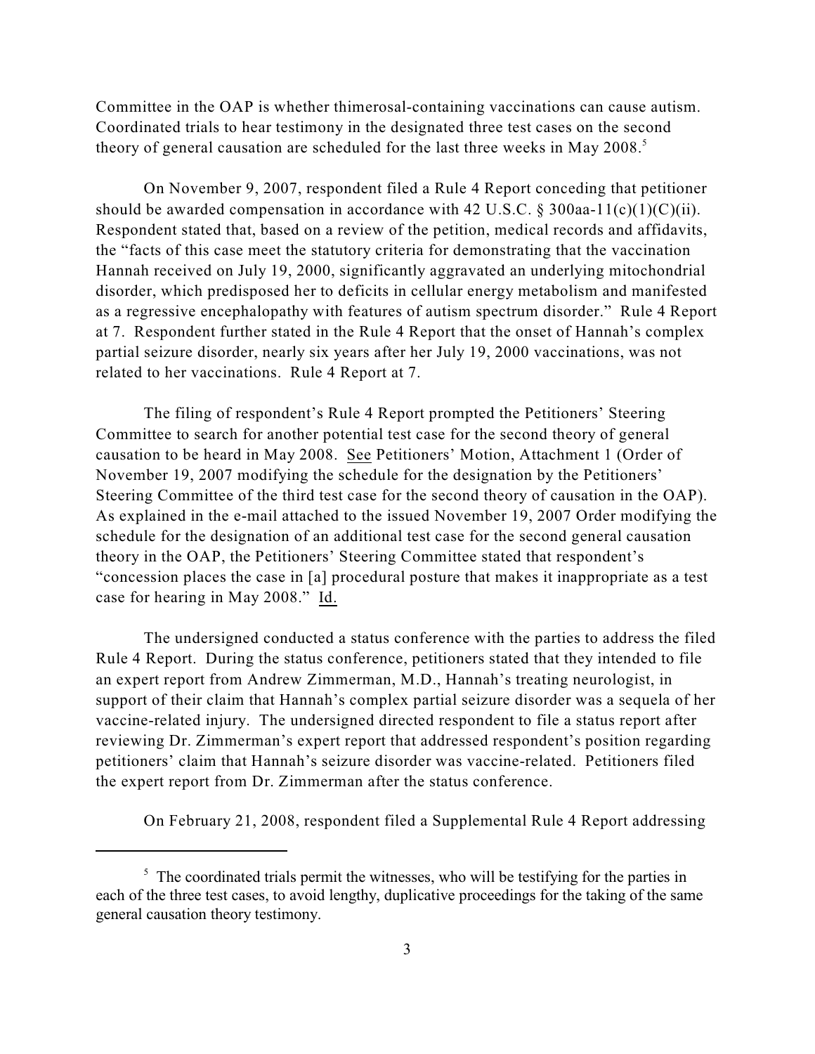Committee in the OAP is whether thimerosal-containing vaccinations can cause autism. Coordinated trials to hear testimony in the designated three test cases on the second theory of general causation are scheduled for the last three weeks in May 2008.[5]

On November 9, 2007, respondent filed a Rule 4 Report conceding that petitioner should be awarded compensation in accordance with 42 U.S.C. § 300aa-11(c)(1)(C)(ii). Respondent stated that, based on a review of the petition, medical records and affidavits, the "facts of this case meet the statutory criteria for demonstrating that the vaccination Hannah received on July 19, 2000, significantly aggravated an underlying mitochondrial disorder, which predisposed her to deficits in cellular energy metabolism and manifested as a regressive encephalopathy with features of autism spectrum disorder." Rule 4 Report at 7. Respondent further stated in the Rule 4 Report that the onset of Hannah's complex partial seizure disorder, nearly six years after her July 19, 2000 vaccinations, was not related to her vaccinations. Rule 4 Report at 7.

The filing of respondent's Rule 4 Report prompted the Petitioners' Steering Committee to search for another potential test case for the second theory of general causation to be heard in May 2008. See Petitioners' Motion, Attachment 1 (Order of November 19, 2007 modifying the schedule for the designation by the Petitioners' Steering Committee of the third test case for the second theory of causation in the OAP). As explained in the e-mail attached to the issued November 19, 2007 Order modifying the schedule for the designation of an additional test case for the second general causation theory in the OAP, the Petitioners' Steering Committee stated that respondent's "concession places the case in [a] procedural posture that makes it inappropriate as a test case for hearing in May 2008." Id.

The undersigned conducted a status conference with the parties to address the filed Rule 4 Report. During the status conference, petitioners stated that they intended to file an expert report from Andrew Zimmerman, M.D., Hannah's treating neurologist, in support of their claim that Hannah's complex partial seizure disorder was a sequela of her vaccine-related injury. The undersigned directed respondent to file a status report after reviewing Dr. Zimmerman's expert report that addressed respondent's position regarding petitioners' claim that Hannah's seizure disorder was vaccine-related. Petitioners filed the expert report from Dr. Zimmerman after the status conference.

On February 21, 2008, respondent filed a Supplemental Rule 4 Report addressing

---

[5] The coordinated trials permit the witnesses, who will be testifying for the parties in each of the three test cases, to avoid lengthy, duplicative proceedings for the taking of the same general causation theory testimony.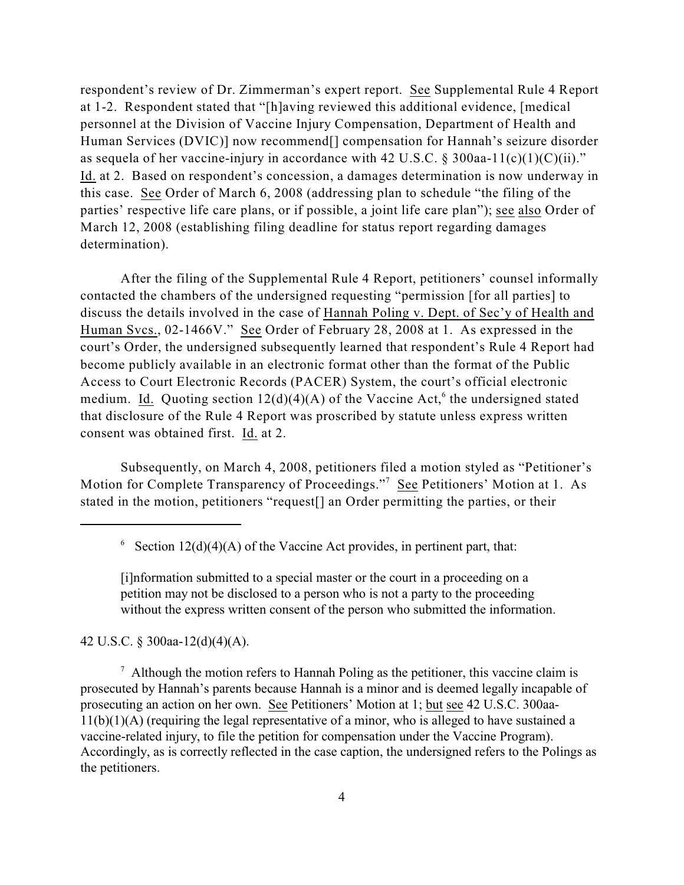respondent's review of Dr. Zimmerman's expert report. See Supplemental Rule 4 Report at 1-2. Respondent stated that "[h]aving reviewed this additional evidence, [medical personnel at the Division of Vaccine Injury Compensation, Department of Health and Human Services (DVIC)] now recommend[] compensation for Hannah's seizure disorder as sequela of her vaccine-injury in accordance with 42 U.S.C. § 300aa-11(c)(1)(C)(ii)." Id. at 2. Based on respondent's concession, a damages determination is now underway in this case. See Order of March 6, 2008 (addressing plan to schedule "the filing of the parties' respective life care plans, or if possible, a joint life care plan"); see also Order of March 12, 2008 (establishing filing deadline for status report regarding damages determination).

After the filing of the Supplemental Rule 4 Report, petitioners' counsel informally contacted the chambers of the undersigned requesting "permission [for all parties] to discuss the details involved in the case of Hannah Poling v. Dept. of Sec'y of Health and Human Svcs., 02-1466V." See Order of February 28, 2008 at 1. As expressed in the court's Order, the undersigned subsequently learned that respondent's Rule 4 Report had become publicly available in an electronic format other than the format of the Public Access to Court Electronic Records (PACER) System, the court's official electronic medium. Id. Quoting section 12(d)(4)(A) of the Vaccine Act,[6] the undersigned stated that disclosure of the Rule 4 Report was proscribed by statute unless express written consent was obtained first. Id. at 2.

Subsequently, on March 4, 2008, petitioners filed a motion styled as "Petitioner's Motion for Complete Transparency of Proceedings."[7] See Petitioners' Motion at 1. As stated in the motion, petitioners "request[] an Order permitting the parties, or their

---

[6] Section 12(d)(4)(A) of the Vaccine Act provides, in pertinent part, that:

> [i]nformation submitted to a special master or the court in a proceeding on a petition may not be disclosed to a person who is not a party to the proceeding without the express written consent of the person who submitted the information.

42 U.S.C. § 300aa-12(d)(4)(A).

[7] Although the motion refers to Hannah Poling as the petitioner, this vaccine claim is prosecuted by Hannah's parents because Hannah is a minor and is deemed legally incapable of prosecuting an action on her own. See Petitioners' Motion at 1; but see 42 U.S.C. 300aa-11(b)(1)(A) (requiring the legal representative of a minor, who is alleged to have sustained a vaccine-related injury, to file the petition for compensation under the Vaccine Program). Accordingly, as is correctly reflected in the case caption, the undersigned refers to the Polings as the petitioners.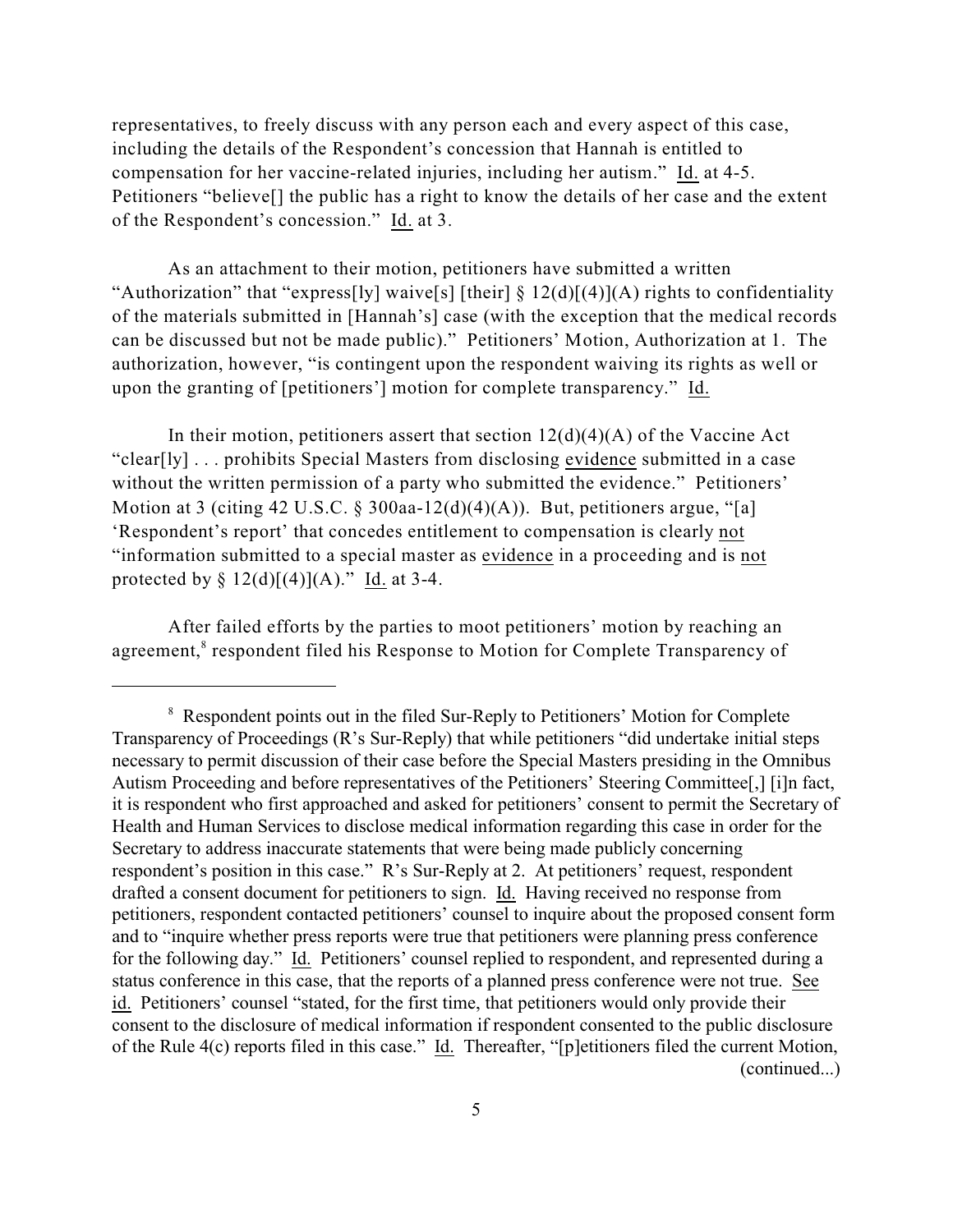representatives, to freely discuss with any person each and every aspect of this case, including the details of the Respondent's concession that Hannah is entitled to compensation for her vaccine-related injuries, including her autism." Id. at 4-5. Petitioners "believe[] the public has a right to know the details of her case and the extent of the Respondent's concession." Id. at 3.

As an attachment to their motion, petitioners have submitted a written "Authorization" that "express[ly] waive[s] [their] § 12(d)[(4)](A) rights to confidentiality of the materials submitted in [Hannah's] case (with the exception that the medical records can be discussed but not be made public)." Petitioners' Motion, Authorization at 1. The authorization, however, "is contingent upon the respondent waiving its rights as well or upon the granting of [petitioners'] motion for complete transparency." Id.

In their motion, petitioners assert that section 12(d)(4)(A) of the Vaccine Act "clear[ly] . . . prohibits Special Masters from disclosing evidence submitted in a case without the written permission of a party who submitted the evidence." Petitioners' Motion at 3 (citing 42 U.S.C. § 300aa-12(d)(4)(A)). But, petitioners argue, "[a] 'Respondent's report' that concedes entitlement to compensation is clearly not "information submitted to a special master as evidence in a proceeding and is not protected by § 12(d)[(4)](A)." Id. at 3-4.

After failed efforts by the parties to moot petitioners' motion by reaching an agreement,[8] respondent filed his Response to Motion for Complete Transparency of

---

[8] Respondent points out in the filed Sur-Reply to Petitioners' Motion for Complete Transparency of Proceedings (R's Sur-Reply) that while petitioners "did undertake initial steps necessary to permit discussion of their case before the Special Masters presiding in the Omnibus Autism Proceeding and before representatives of the Petitioners' Steering Committee[,] [i]n fact, it is respondent who first approached and asked for petitioners' consent to permit the Secretary of Health and Human Services to disclose medical information regarding this case in order for the Secretary to address inaccurate statements that were being made publicly concerning respondent's position in this case." R's Sur-Reply at 2. At petitioners' request, respondent drafted a consent document for petitioners to sign. Id. Having received no response from petitioners, respondent contacted petitioners' counsel to inquire about the proposed consent form and to "inquire whether press reports were true that petitioners were planning press conference for the following day." Id. Petitioners' counsel replied to respondent, and represented during a status conference in this case, that the reports of a planned press conference were not true. See id. Petitioners' counsel "stated, for the first time, that petitioners would only provide their consent to the disclosure of medical information if respondent consented to the public disclosure of the Rule 4(c) reports filed in this case." Id. Thereafter, "[p]etitioners filed the current Motion, (continued...)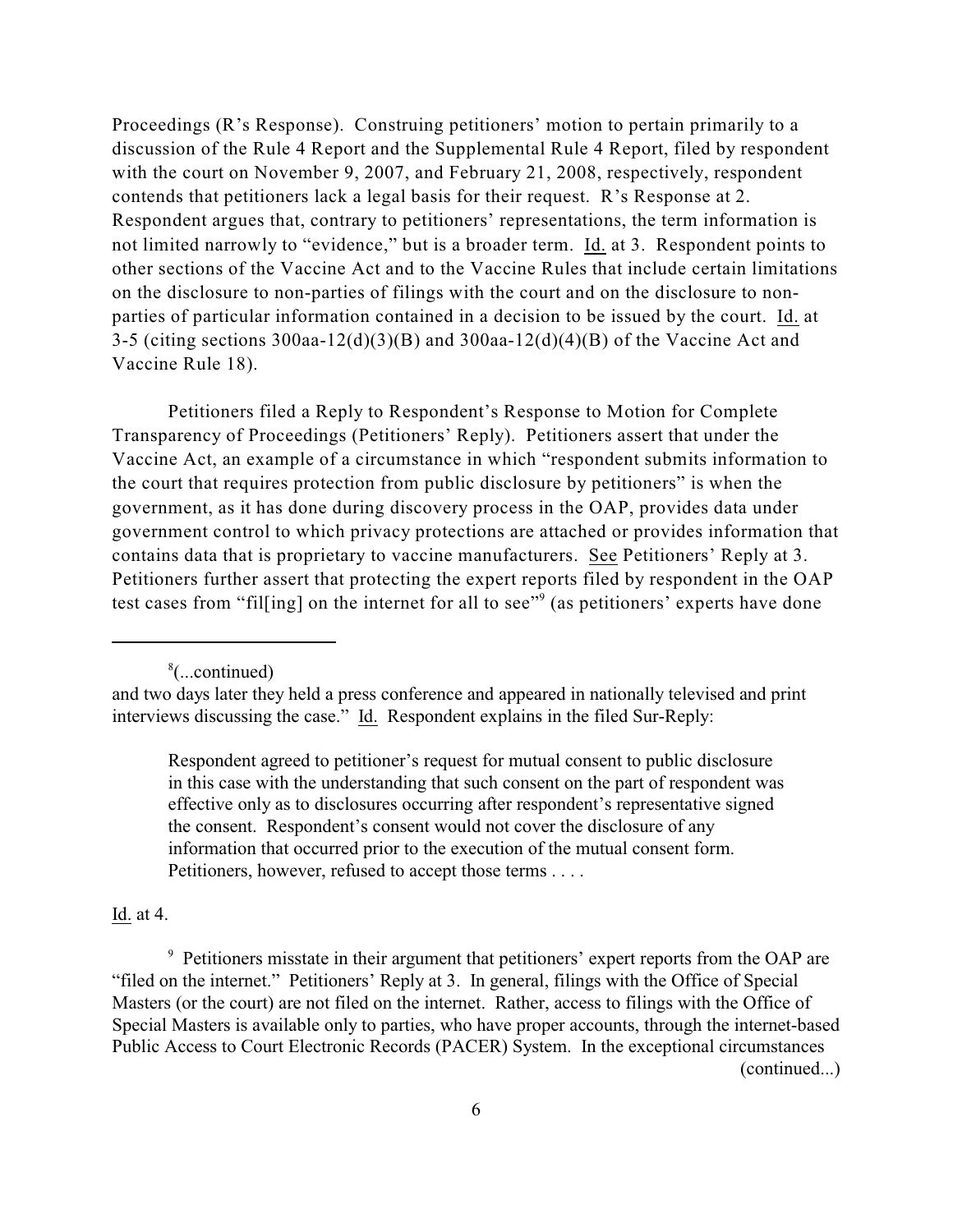Proceedings (R's Response). Construing petitioners' motion to pertain primarily to a discussion of the Rule 4 Report and the Supplemental Rule 4 Report, filed by respondent with the court on November 9, 2007, and February 21, 2008, respectively, respondent contends that petitioners lack a legal basis for their request. R's Response at 2. Respondent argues that, contrary to petitioners' representations, the term information is not limited narrowly to "evidence," but is a broader term. Id. at 3. Respondent points to other sections of the Vaccine Act and to the Vaccine Rules that include certain limitations on the disclosure to non-parties of filings with the court and on the disclosure to non-parties of particular information contained in a decision to be issued by the court. Id. at 3-5 (citing sections 300aa-12(d)(3)(B) and 300aa-12(d)(4)(B) of the Vaccine Act and Vaccine Rule 18).

Petitioners filed a Reply to Respondent's Response to Motion for Complete Transparency of Proceedings (Petitioners' Reply). Petitioners assert that under the Vaccine Act, an example of a circumstance in which "respondent submits information to the court that requires protection from public disclosure by petitioners" is when the government, as it has done during discovery process in the OAP, provides data under government control to which privacy protections are attached or provides information that contains data that is proprietary to vaccine manufacturers. See Petitioners' Reply at 3. Petitioners further assert that protecting the expert reports filed by respondent in the OAP test cases from "fil[ing] on the internet for all to see"[9] (as petitioners' experts have done

---

[8](...continued)
and two days later they held a press conference and appeared in nationally televised and print interviews discussing the case." Id. Respondent explains in the filed Sur-Reply:

> Respondent agreed to petitioner's request for mutual consent to public disclosure in this case with the understanding that such consent on the part of respondent was effective only as to disclosures occurring after respondent's representative signed the consent. Respondent's consent would not cover the disclosure of any information that occurred prior to the execution of the mutual consent form. Petitioners, however, refused to accept those terms . . . .

Id. at 4.

[9] Petitioners misstate in their argument that petitioners' expert reports from the OAP are "filed on the internet." Petitioners' Reply at 3. In general, filings with the Office of Special Masters (or the court) are not filed on the internet. Rather, access to filings with the Office of Special Masters is available only to parties, who have proper accounts, through the internet-based Public Access to Court Electronic Records (PACER) System. In the exceptional circumstances (continued...)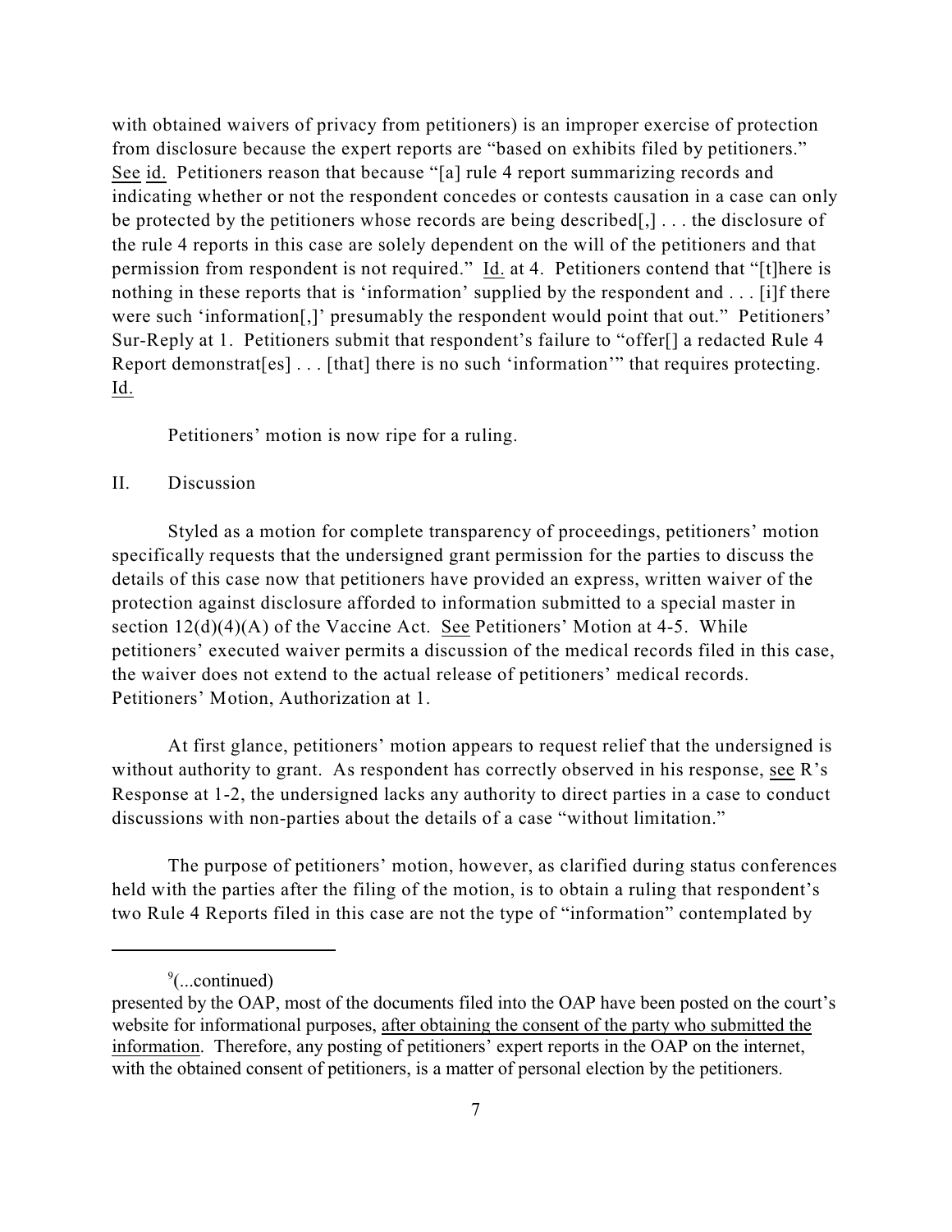with obtained waivers of privacy from petitioners) is an improper exercise of protection from disclosure because the expert reports are "based on exhibits filed by petitioners." See id. Petitioners reason that because "[a] rule 4 report summarizing records and indicating whether or not the respondent concedes or contests causation in a case can only be protected by the petitioners whose records are being described[,] . . . the disclosure of the rule 4 reports in this case are solely dependent on the will of the petitioners and that permission from respondent is not required." Id. at 4. Petitioners contend that "[t]here is nothing in these reports that is 'information' supplied by the respondent and . . . [i]f there were such 'information[,]' presumably the respondent would point that out." Petitioners' Sur-Reply at 1. Petitioners submit that respondent's failure to "offer[] a redacted Rule 4 Report demonstrat[es] . . . [that] there is no such 'information'" that requires protecting. Id.

Petitioners' motion is now ripe for a ruling.

## II. Discussion

Styled as a motion for complete transparency of proceedings, petitioners' motion specifically requests that the undersigned grant permission for the parties to discuss the details of this case now that petitioners have provided an express, written waiver of the protection against disclosure afforded to information submitted to a special master in section 12(d)(4)(A) of the Vaccine Act. See Petitioners' Motion at 4-5. While petitioners' executed waiver permits a discussion of the medical records filed in this case, the waiver does not extend to the actual release of petitioners' medical records. Petitioners' Motion, Authorization at 1.

At first glance, petitioners' motion appears to request relief that the undersigned is without authority to grant. As respondent has correctly observed in his response, see R's Response at 1-2, the undersigned lacks any authority to direct parties in a case to conduct discussions with non-parties about the details of a case "without limitation."

The purpose of petitioners' motion, however, as clarified during status conferences held with the parties after the filing of the motion, is to obtain a ruling that respondent's two Rule 4 Reports filed in this case are not the type of "information" contemplated by

---

[9](...continued)
presented by the OAP, most of the documents filed into the OAP have been posted on the court's website for informational purposes, <u>after obtaining the consent of the party who submitted the information</u>. Therefore, any posting of petitioners' expert reports in the OAP on the internet, with the obtained consent of petitioners, is a matter of personal election by the petitioners.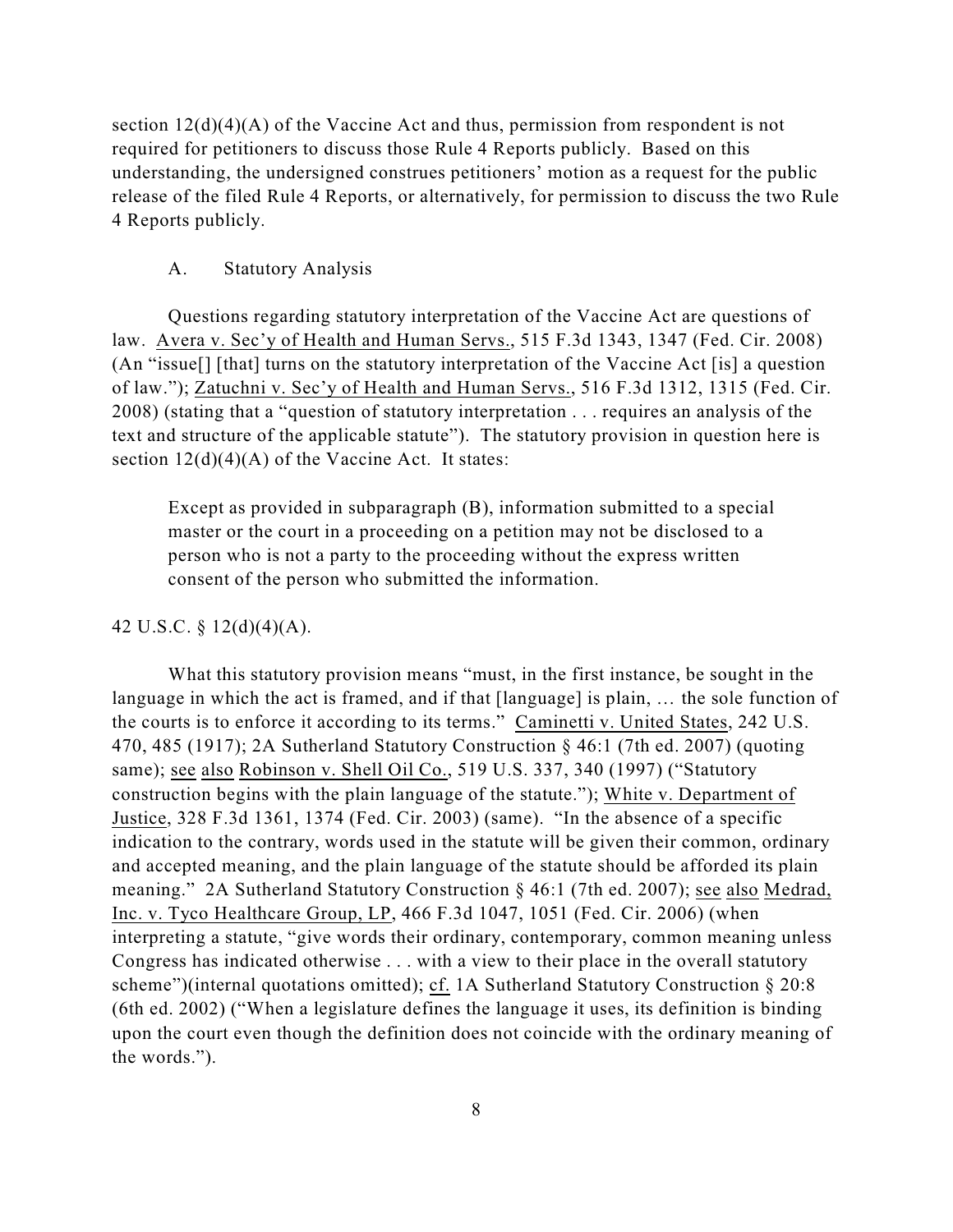section 12(d)(4)(A) of the Vaccine Act and thus, permission from respondent is not required for petitioners to discuss those Rule 4 Reports publicly. Based on this understanding, the undersigned construes petitioners' motion as a request for the public release of the filed Rule 4 Reports, or alternatively, for permission to discuss the two Rule 4 Reports publicly.

### A. Statutory Analysis

Questions regarding statutory interpretation of the Vaccine Act are questions of law. Avera v. Sec'y of Health and Human Servs., 515 F.3d 1343, 1347 (Fed. Cir. 2008) (An "issue[] [that] turns on the statutory interpretation of the Vaccine Act [is] a question of law."); Zatuchni v. Sec'y of Health and Human Servs., 516 F.3d 1312, 1315 (Fed. Cir. 2008) (stating that a "question of statutory interpretation . . . requires an analysis of the text and structure of the applicable statute"). The statutory provision in question here is section 12(d)(4)(A) of the Vaccine Act. It states:

> Except as provided in subparagraph (B), information submitted to a special master or the court in a proceeding on a petition may not be disclosed to a person who is not a party to the proceeding without the express written consent of the person who submitted the information.

42 U.S.C. § 12(d)(4)(A).

What this statutory provision means "must, in the first instance, be sought in the language in which the act is framed, and if that [language] is plain, … the sole function of the courts is to enforce it according to its terms." Caminetti v. United States, 242 U.S. 470, 485 (1917); 2A Sutherland Statutory Construction § 46:1 (7th ed. 2007) (quoting same); see also Robinson v. Shell Oil Co., 519 U.S. 337, 340 (1997) ("Statutory construction begins with the plain language of the statute."); White v. Department of Justice, 328 F.3d 1361, 1374 (Fed. Cir. 2003) (same). "In the absence of a specific indication to the contrary, words used in the statute will be given their common, ordinary and accepted meaning, and the plain language of the statute should be afforded its plain meaning." 2A Sutherland Statutory Construction § 46:1 (7th ed. 2007); see also Medrad, Inc. v. Tyco Healthcare Group, LP, 466 F.3d 1047, 1051 (Fed. Cir. 2006) (when interpreting a statute, "give words their ordinary, contemporary, common meaning unless Congress has indicated otherwise . . . with a view to their place in the overall statutory scheme")(internal quotations omitted); cf. 1A Sutherland Statutory Construction § 20:8 (6th ed. 2002) ("When a legislature defines the language it uses, its definition is binding upon the court even though the definition does not coincide with the ordinary meaning of the words.").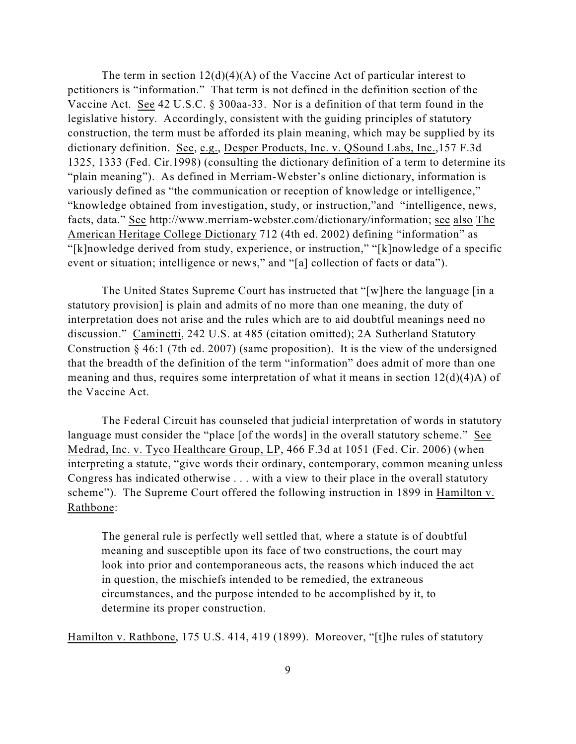The term in section 12(d)(4)(A) of the Vaccine Act of particular interest to petitioners is "information." That term is not defined in the definition section of the Vaccine Act. See 42 U.S.C. § 300aa-33. Nor is a definition of that term found in the legislative history. Accordingly, consistent with the guiding principles of statutory construction, the term must be afforded its plain meaning, which may be supplied by its dictionary definition. See, e.g., Desper Products, Inc. v. QSound Labs, Inc.,157 F.3d 1325, 1333 (Fed. Cir.1998) (consulting the dictionary definition of a term to determine its "plain meaning"). As defined in Merriam-Webster's online dictionary, information is variously defined as "the communication or reception of knowledge or intelligence," "knowledge obtained from investigation, study, or instruction,"and "intelligence, news, facts, data." See http://www.merriam-webster.com/dictionary/information; see also The American Heritage College Dictionary 712 (4th ed. 2002) defining "information" as "[k]nowledge derived from study, experience, or instruction," "[k]nowledge of a specific event or situation; intelligence or news," and "[a] collection of facts or data").

The United States Supreme Court has instructed that "[w]here the language [in a statutory provision] is plain and admits of no more than one meaning, the duty of interpretation does not arise and the rules which are to aid doubtful meanings need no discussion." Caminetti, 242 U.S. at 485 (citation omitted); 2A Sutherland Statutory Construction § 46:1 (7th ed. 2007) (same proposition). It is the view of the undersigned that the breadth of the definition of the term "information" does admit of more than one meaning and thus, requires some interpretation of what it means in section 12(d)(4)A) of the Vaccine Act.

The Federal Circuit has counseled that judicial interpretation of words in statutory language must consider the "place [of the words] in the overall statutory scheme." See Medrad, Inc. v. Tyco Healthcare Group, LP, 466 F.3d at 1051 (Fed. Cir. 2006) (when interpreting a statute, "give words their ordinary, contemporary, common meaning unless Congress has indicated otherwise . . . with a view to their place in the overall statutory scheme"). The Supreme Court offered the following instruction in 1899 in Hamilton v. Rathbone:

> The general rule is perfectly well settled that, where a statute is of doubtful meaning and susceptible upon its face of two constructions, the court may look into prior and contemporaneous acts, the reasons which induced the act in question, the mischiefs intended to be remedied, the extraneous circumstances, and the purpose intended to be accomplished by it, to determine its proper construction.

Hamilton v. Rathbone, 175 U.S. 414, 419 (1899). Moreover, "[t]he rules of statutory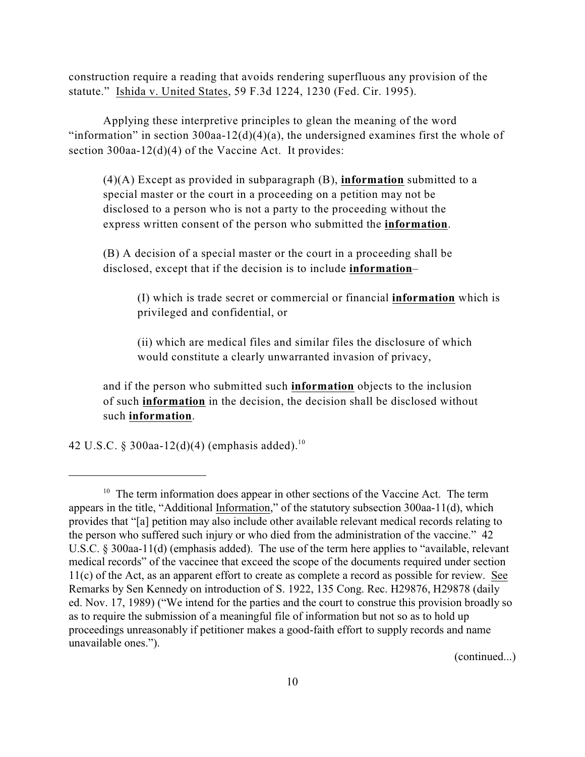construction require a reading that avoids rendering superfluous any provision of the statute." Ishida v. United States, 59 F.3d 1224, 1230 (Fed. Cir. 1995).

Applying these interpretive principles to glean the meaning of the word "information" in section 300aa-12(d)(4)(a), the undersigned examines first the whole of section 300aa-12(d)(4) of the Vaccine Act. It provides:

> (4)(A) Except as provided in subparagraph (B), **information** submitted to a special master or the court in a proceeding on a petition may not be disclosed to a person who is not a party to the proceeding without the express written consent of the person who submitted the **information**.
>
> (B) A decision of a special master or the court in a proceeding shall be disclosed, except that if the decision is to include **information**–
>
> > (I) which is trade secret or commercial or financial **information** which is privileged and confidential, or
> >
> > (ii) which are medical files and similar files the disclosure of which would constitute a clearly unwarranted invasion of privacy,
>
> and if the person who submitted such **information** objects to the inclusion of such **information** in the decision, the decision shall be disclosed without such **information**.

42 U.S.C. § 300aa-12(d)(4) (emphasis added).[10]

---

[10] The term information does appear in other sections of the Vaccine Act. The term appears in the title, "Additional Information," of the statutory subsection 300aa-11(d), which provides that "[a] petition may also include other available relevant medical records relating to the person who suffered such injury or who died from the administration of the vaccine." 42 U.S.C. § 300aa-11(d) (emphasis added). The use of the term here applies to "available, relevant medical records" of the vaccinee that exceed the scope of the documents required under section 11(c) of the Act, as an apparent effort to create as complete a record as possible for review. See Remarks by Sen Kennedy on introduction of S. 1922, 135 Cong. Rec. H29876, H29878 (daily ed. Nov. 17, 1989) ("We intend for the parties and the court to construe this provision broadly so as to require the submission of a meaningful file of information but not so as to hold up proceedings unreasonably if petitioner makes a good-faith effort to supply records and name unavailable ones.").

(continued...)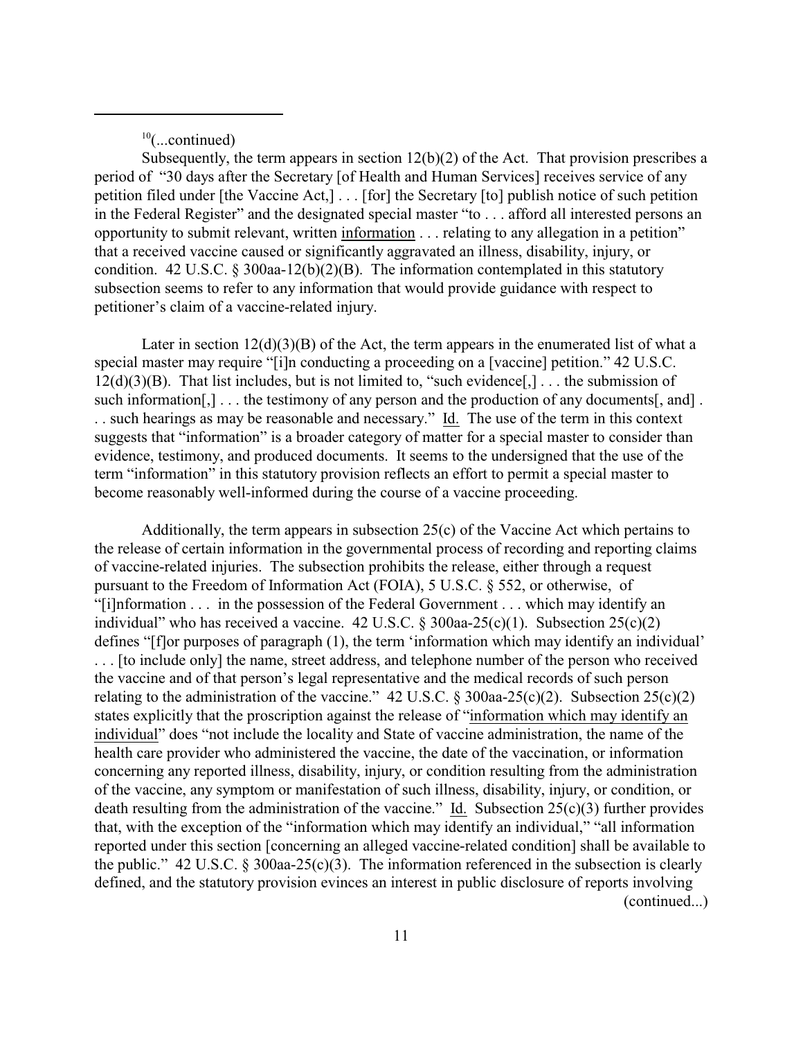[10](...continued)

Subsequently, the term appears in section 12(b)(2) of the Act. That provision prescribes a period of "30 days after the Secretary [of Health and Human Services] receives service of any petition filed under [the Vaccine Act,] . . . [for] the Secretary [to] publish notice of such petition in the Federal Register" and the designated special master "to . . . afford all interested persons an opportunity to submit relevant, written information . . . relating to any allegation in a petition" that a received vaccine caused or significantly aggravated an illness, disability, injury, or condition. 42 U.S.C. § 300aa-12(b)(2)(B). The information contemplated in this statutory subsection seems to refer to any information that would provide guidance with respect to petitioner's claim of a vaccine-related injury.

Later in section 12(d)(3)(B) of the Act, the term appears in the enumerated list of what a special master may require "[i]n conducting a proceeding on a [vaccine] petition." 42 U.S.C. 12(d)(3)(B). That list includes, but is not limited to, "such evidence[,] . . . the submission of such information[,] . . . the testimony of any person and the production of any documents[, and] . . . such hearings as may be reasonable and necessary." Id. The use of the term in this context suggests that "information" is a broader category of matter for a special master to consider than evidence, testimony, and produced documents. It seems to the undersigned that the use of the term "information" in this statutory provision reflects an effort to permit a special master to become reasonably well-informed during the course of a vaccine proceeding.

Additionally, the term appears in subsection 25(c) of the Vaccine Act which pertains to the release of certain information in the governmental process of recording and reporting claims of vaccine-related injuries. The subsection prohibits the release, either through a request pursuant to the Freedom of Information Act (FOIA), 5 U.S.C. § 552, or otherwise, of "[i]nformation . . . in the possession of the Federal Government . . . which may identify an individual" who has received a vaccine. 42 U.S.C. § 300aa-25(c)(1). Subsection 25(c)(2) defines "[f]or purposes of paragraph (1), the term 'information which may identify an individual' . . . [to include only] the name, street address, and telephone number of the person who received the vaccine and of that person's legal representative and the medical records of such person relating to the administration of the vaccine." 42 U.S.C. § 300aa-25(c)(2). Subsection 25(c)(2) states explicitly that the proscription against the release of "information which may identify an individual" does "not include the locality and State of vaccine administration, the name of the health care provider who administered the vaccine, the date of the vaccination, or information concerning any reported illness, disability, injury, or condition resulting from the administration of the vaccine, any symptom or manifestation of such illness, disability, injury, or condition, or death resulting from the administration of the vaccine." Id. Subsection 25(c)(3) further provides that, with the exception of the "information which may identify an individual," "all information reported under this section [concerning an alleged vaccine-related condition] shall be available to the public." 42 U.S.C. § 300aa-25(c)(3). The information referenced in the subsection is clearly defined, and the statutory provision evinces an interest in public disclosure of reports involving

(continued...)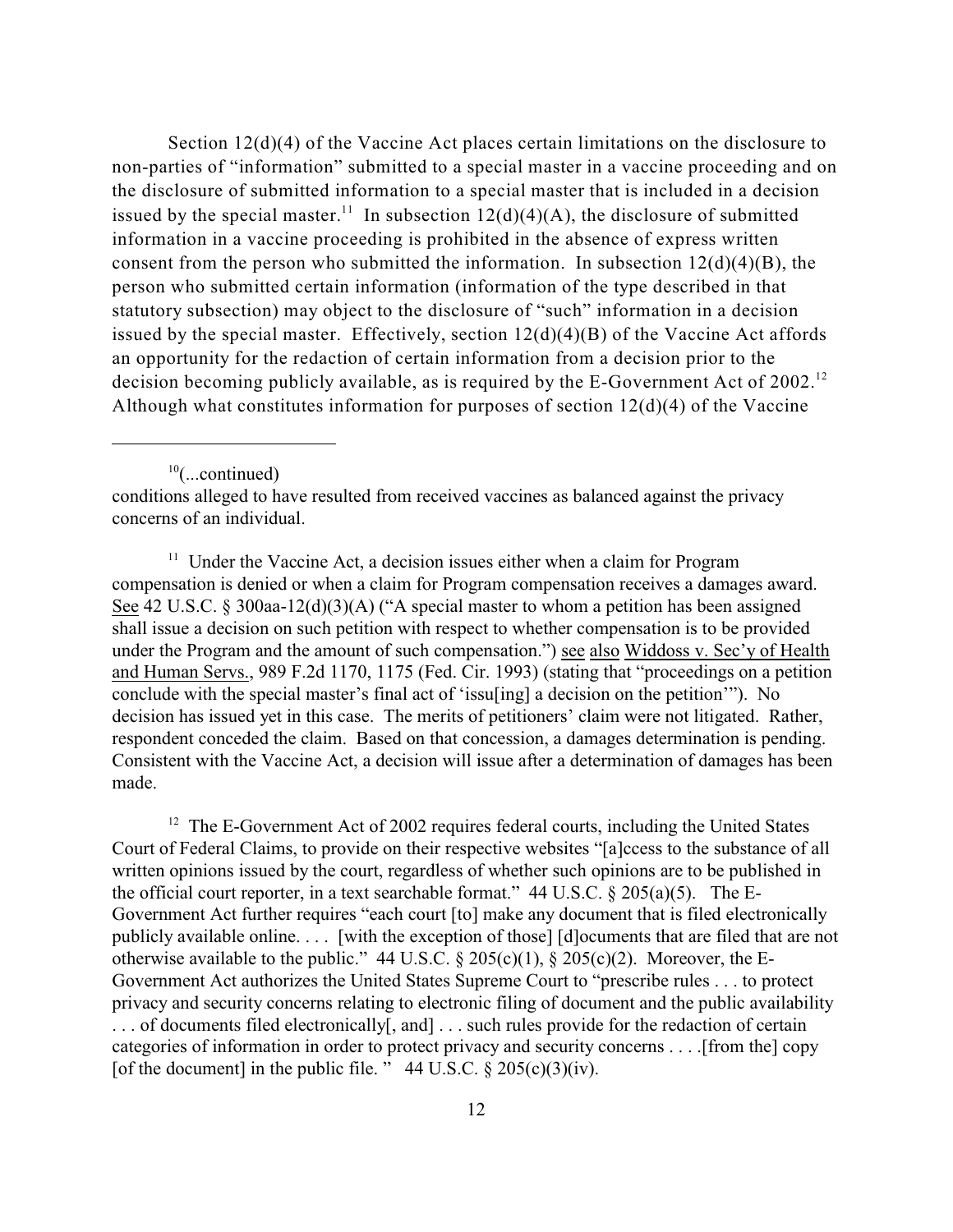Section 12(d)(4) of the Vaccine Act places certain limitations on the disclosure to non-parties of "information" submitted to a special master in a vaccine proceeding and on the disclosure of submitted information to a special master that is included in a decision issued by the special master.[11] In subsection 12(d)(4)(A), the disclosure of submitted information in a vaccine proceeding is prohibited in the absence of express written consent from the person who submitted the information. In subsection 12(d)(4)(B), the person who submitted certain information (information of the type described in that statutory subsection) may object to the disclosure of "such" information in a decision issued by the special master. Effectively, section 12(d)(4)(B) of the Vaccine Act affords an opportunity for the redaction of certain information from a decision prior to the decision becoming publicly available, as is required by the E-Government Act of 2002.[12] Although what constitutes information for purposes of section 12(d)(4) of the Vaccine

---

[10](...continued)
conditions alleged to have resulted from received vaccines as balanced against the privacy concerns of an individual.

[11] Under the Vaccine Act, a decision issues either when a claim for Program compensation is denied or when a claim for Program compensation receives a damages award. See 42 U.S.C. § 300aa-12(d)(3)(A) ("A special master to whom a petition has been assigned shall issue a decision on such petition with respect to whether compensation is to be provided under the Program and the amount of such compensation.") see also Widdoss v. Sec'y of Health and Human Servs., 989 F.2d 1170, 1175 (Fed. Cir. 1993) (stating that "proceedings on a petition conclude with the special master's final act of 'issu[ing] a decision on the petition'"). No decision has issued yet in this case. The merits of petitioners' claim were not litigated. Rather, respondent conceded the claim. Based on that concession, a damages determination is pending. Consistent with the Vaccine Act, a decision will issue after a determination of damages has been made.

[12] The E-Government Act of 2002 requires federal courts, including the United States Court of Federal Claims, to provide on their respective websites "[a]ccess to the substance of all written opinions issued by the court, regardless of whether such opinions are to be published in the official court reporter, in a text searchable format." 44 U.S.C. § 205(a)(5). The E-Government Act further requires "each court [to] make any document that is filed electronically publicly available online. . . . [with the exception of those] [d]ocuments that are filed that are not otherwise available to the public." 44 U.S.C. § 205(c)(1), § 205(c)(2). Moreover, the E-Government Act authorizes the United States Supreme Court to "prescribe rules . . . to protect privacy and security concerns relating to electronic filing of document and the public availability . . . of documents filed electronically[, and] . . . such rules provide for the redaction of certain categories of information in order to protect privacy and security concerns . . . .[from the] copy [of the document] in the public file. " 44 U.S.C. § 205(c)(3)(iv).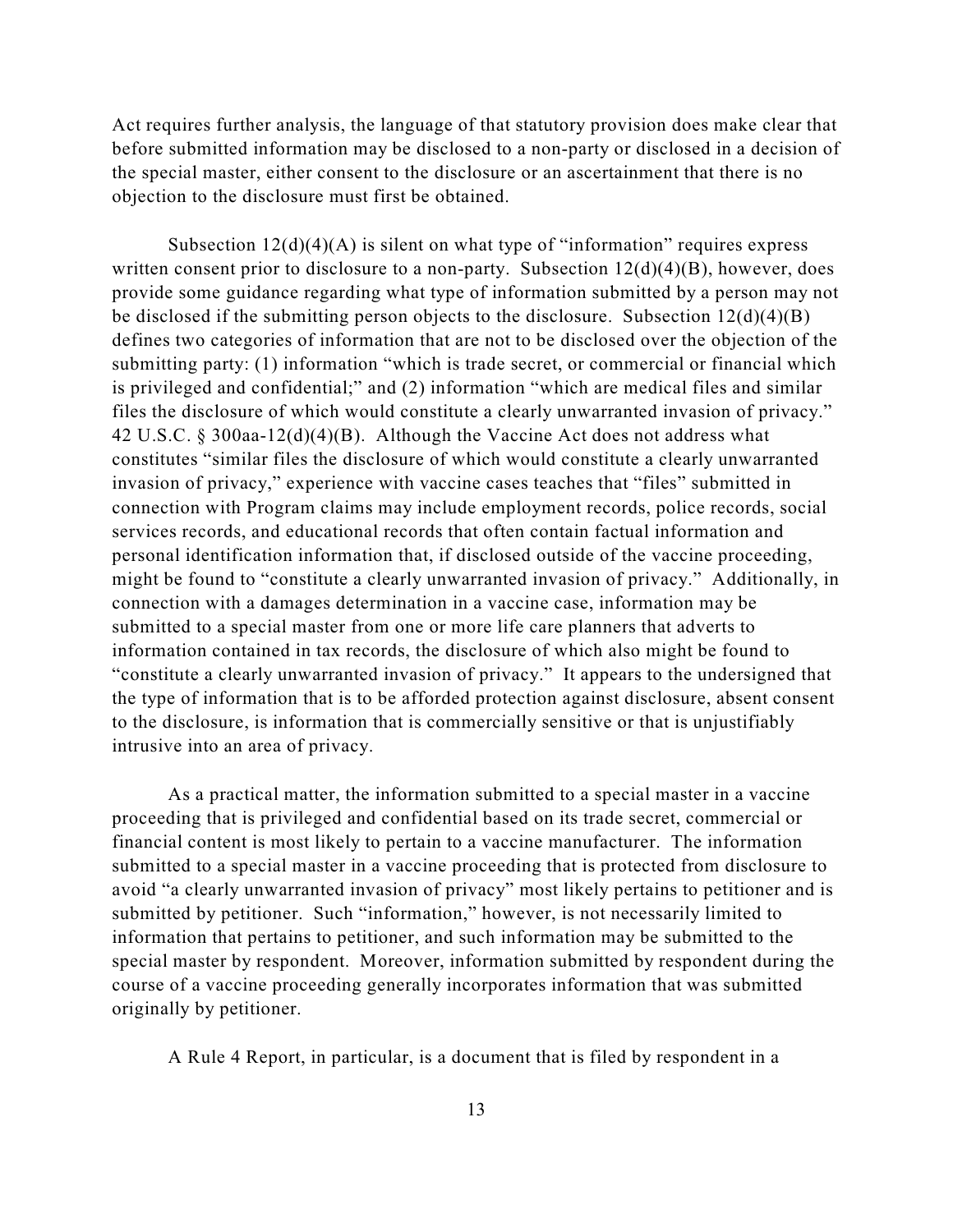Act requires further analysis, the language of that statutory provision does make clear that before submitted information may be disclosed to a non-party or disclosed in a decision of the special master, either consent to the disclosure or an ascertainment that there is no objection to the disclosure must first be obtained.

Subsection 12(d)(4)(A) is silent on what type of "information" requires express written consent prior to disclosure to a non-party. Subsection 12(d)(4)(B), however, does provide some guidance regarding what type of information submitted by a person may not be disclosed if the submitting person objects to the disclosure. Subsection 12(d)(4)(B) defines two categories of information that are not to be disclosed over the objection of the submitting party: (1) information "which is trade secret, or commercial or financial which is privileged and confidential;" and (2) information "which are medical files and similar files the disclosure of which would constitute a clearly unwarranted invasion of privacy." 42 U.S.C. § 300aa-12(d)(4)(B). Although the Vaccine Act does not address what constitutes "similar files the disclosure of which would constitute a clearly unwarranted invasion of privacy," experience with vaccine cases teaches that "files" submitted in connection with Program claims may include employment records, police records, social services records, and educational records that often contain factual information and personal identification information that, if disclosed outside of the vaccine proceeding, might be found to "constitute a clearly unwarranted invasion of privacy." Additionally, in connection with a damages determination in a vaccine case, information may be submitted to a special master from one or more life care planners that adverts to information contained in tax records, the disclosure of which also might be found to "constitute a clearly unwarranted invasion of privacy." It appears to the undersigned that the type of information that is to be afforded protection against disclosure, absent consent to the disclosure, is information that is commercially sensitive or that is unjustifiably intrusive into an area of privacy.

As a practical matter, the information submitted to a special master in a vaccine proceeding that is privileged and confidential based on its trade secret, commercial or financial content is most likely to pertain to a vaccine manufacturer. The information submitted to a special master in a vaccine proceeding that is protected from disclosure to avoid "a clearly unwarranted invasion of privacy" most likely pertains to petitioner and is submitted by petitioner. Such "information," however, is not necessarily limited to information that pertains to petitioner, and such information may be submitted to the special master by respondent. Moreover, information submitted by respondent during the course of a vaccine proceeding generally incorporates information that was submitted originally by petitioner.

A Rule 4 Report, in particular, is a document that is filed by respondent in a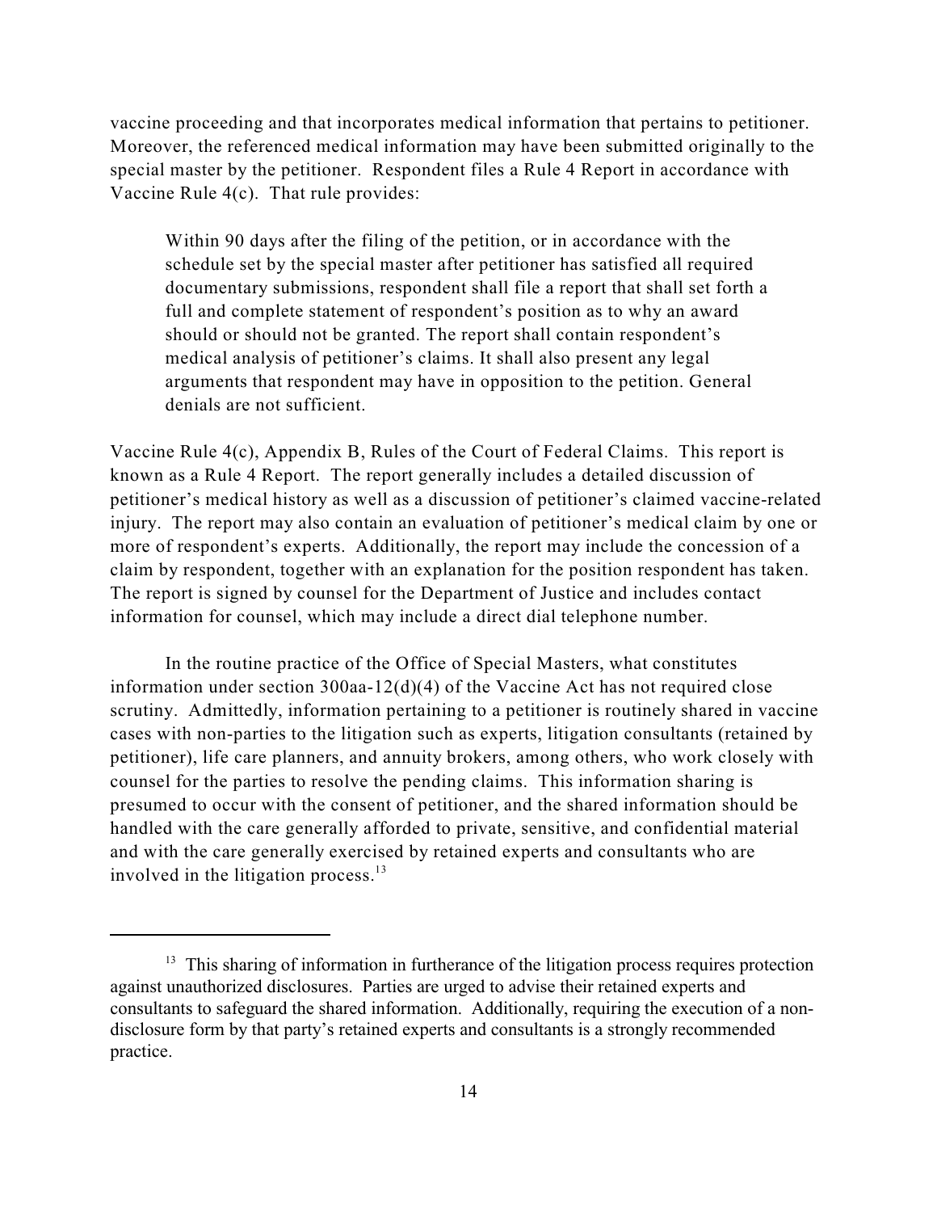vaccine proceeding and that incorporates medical information that pertains to petitioner. Moreover, the referenced medical information may have been submitted originally to the special master by the petitioner. Respondent files a Rule 4 Report in accordance with Vaccine Rule 4(c). That rule provides:

> Within 90 days after the filing of the petition, or in accordance with the schedule set by the special master after petitioner has satisfied all required documentary submissions, respondent shall file a report that shall set forth a full and complete statement of respondent's position as to why an award should or should not be granted. The report shall contain respondent's medical analysis of petitioner's claims. It shall also present any legal arguments that respondent may have in opposition to the petition. General denials are not sufficient.

Vaccine Rule 4(c), Appendix B, Rules of the Court of Federal Claims. This report is known as a Rule 4 Report. The report generally includes a detailed discussion of petitioner's medical history as well as a discussion of petitioner's claimed vaccine-related injury. The report may also contain an evaluation of petitioner's medical claim by one or more of respondent's experts. Additionally, the report may include the concession of a claim by respondent, together with an explanation for the position respondent has taken. The report is signed by counsel for the Department of Justice and includes contact information for counsel, which may include a direct dial telephone number.

In the routine practice of the Office of Special Masters, what constitutes information under section 300aa-12(d)(4) of the Vaccine Act has not required close scrutiny. Admittedly, information pertaining to a petitioner is routinely shared in vaccine cases with non-parties to the litigation such as experts, litigation consultants (retained by petitioner), life care planners, and annuity brokers, among others, who work closely with counsel for the parties to resolve the pending claims. This information sharing is presumed to occur with the consent of petitioner, and the shared information should be handled with the care generally afforded to private, sensitive, and confidential material and with the care generally exercised by retained experts and consultants who are involved in the litigation process.[13]

---

[13] This sharing of information in furtherance of the litigation process requires protection against unauthorized disclosures. Parties are urged to advise their retained experts and consultants to safeguard the shared information. Additionally, requiring the execution of a non-disclosure form by that party's retained experts and consultants is a strongly recommended practice.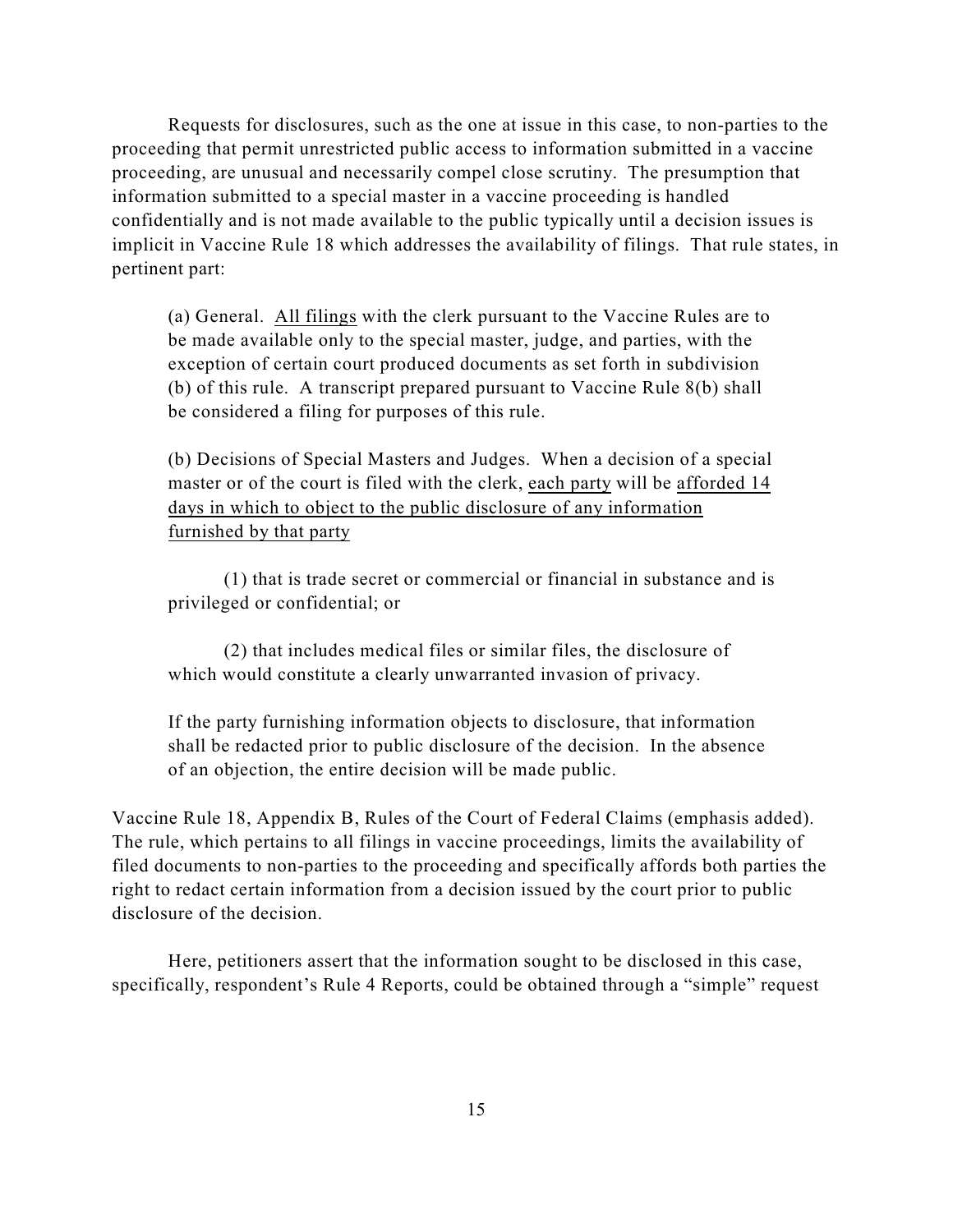Requests for disclosures, such as the one at issue in this case, to non-parties to the proceeding that permit unrestricted public access to information submitted in a vaccine proceeding, are unusual and necessarily compel close scrutiny. The presumption that information submitted to a special master in a vaccine proceeding is handled confidentially and is not made available to the public typically until a decision issues is implicit in Vaccine Rule 18 which addresses the availability of filings. That rule states, in pertinent part:

> (a) General. <u>All filings</u> with the clerk pursuant to the Vaccine Rules are to be made available only to the special master, judge, and parties, with the exception of certain court produced documents as set forth in subdivision (b) of this rule. A transcript prepared pursuant to Vaccine Rule 8(b) shall be considered a filing for purposes of this rule.
>
> (b) Decisions of Special Masters and Judges. When a decision of a special master or of the court is filed with the clerk, <u>each party</u> will be <u>afforded 14 days in which to object to the public disclosure of any information furnished by that party</u>
>
> (1) that is trade secret or commercial or financial in substance and is privileged or confidential; or
>
> (2) that includes medical files or similar files, the disclosure of which would constitute a clearly unwarranted invasion of privacy.
>
> If the party furnishing information objects to disclosure, that information shall be redacted prior to public disclosure of the decision. In the absence of an objection, the entire decision will be made public.

Vaccine Rule 18, Appendix B, Rules of the Court of Federal Claims (emphasis added). The rule, which pertains to all filings in vaccine proceedings, limits the availability of filed documents to non-parties to the proceeding and specifically affords both parties the right to redact certain information from a decision issued by the court prior to public disclosure of the decision.

Here, petitioners assert that the information sought to be disclosed in this case, specifically, respondent's Rule 4 Reports, could be obtained through a "simple" request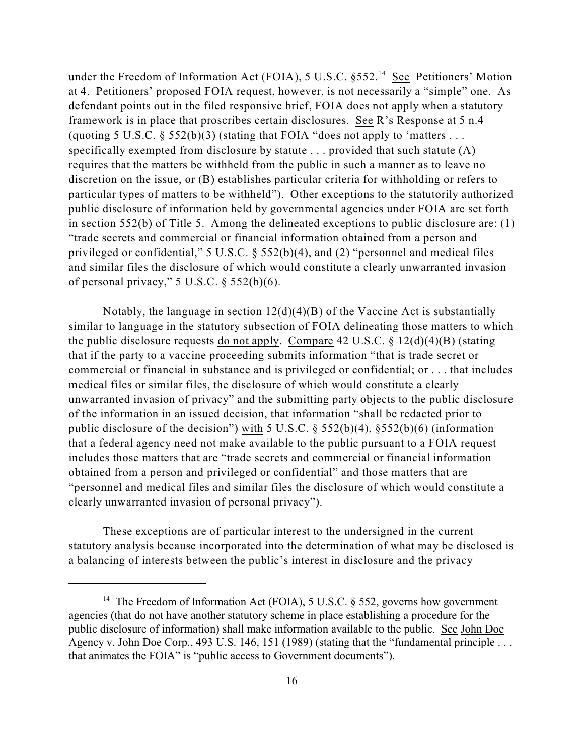under the Freedom of Information Act (FOIA), 5 U.S.C. §552.[14] See Petitioners' Motion at 4. Petitioners' proposed FOIA request, however, is not necessarily a "simple" one. As defendant points out in the filed responsive brief, FOIA does not apply when a statutory framework is in place that proscribes certain disclosures. See R's Response at 5 n.4 (quoting 5 U.S.C. § 552(b)(3) (stating that FOIA "does not apply to 'matters . . . specifically exempted from disclosure by statute . . . provided that such statute (A) requires that the matters be withheld from the public in such a manner as to leave no discretion on the issue, or (B) establishes particular criteria for withholding or refers to particular types of matters to be withheld"). Other exceptions to the statutorily authorized public disclosure of information held by governmental agencies under FOIA are set forth in section 552(b) of Title 5. Among the delineated exceptions to public disclosure are: (1) "trade secrets and commercial or financial information obtained from a person and privileged or confidential," 5 U.S.C. § 552(b)(4), and (2) "personnel and medical files and similar files the disclosure of which would constitute a clearly unwarranted invasion of personal privacy," 5 U.S.C. § 552(b)(6).

Notably, the language in section 12(d)(4)(B) of the Vaccine Act is substantially similar to language in the statutory subsection of FOIA delineating those matters to which the public disclosure requests do not apply. Compare 42 U.S.C. § 12(d)(4)(B) (stating that if the party to a vaccine proceeding submits information "that is trade secret or commercial or financial in substance and is privileged or confidential; or . . . that includes medical files or similar files, the disclosure of which would constitute a clearly unwarranted invasion of privacy" and the submitting party objects to the public disclosure of the information in an issued decision, that information "shall be redacted prior to public disclosure of the decision") with 5 U.S.C. § 552(b)(4), §552(b)(6) (information that a federal agency need not make available to the public pursuant to a FOIA request includes those matters that are "trade secrets and commercial or financial information obtained from a person and privileged or confidential" and those matters that are "personnel and medical files and similar files the disclosure of which would constitute a clearly unwarranted invasion of personal privacy").

These exceptions are of particular interest to the undersigned in the current statutory analysis because incorporated into the determination of what may be disclosed is a balancing of interests between the public's interest in disclosure and the privacy

---

[14] The Freedom of Information Act (FOIA), 5 U.S.C. § 552, governs how government agencies (that do not have another statutory scheme in place establishing a procedure for the public disclosure of information) shall make information available to the public. See John Doe Agency v. John Doe Corp., 493 U.S. 146, 151 (1989) (stating that the "fundamental principle . . . that animates the FOIA" is "public access to Government documents").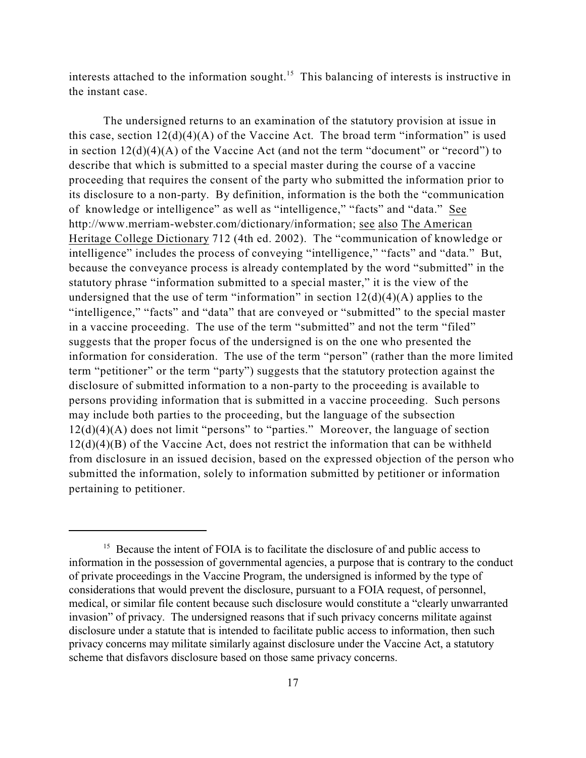interests attached to the information sought.[15] This balancing of interests is instructive in the instant case.

The undersigned returns to an examination of the statutory provision at issue in this case, section 12(d)(4)(A) of the Vaccine Act. The broad term "information" is used in section 12(d)(4)(A) of the Vaccine Act (and not the term "document" or "record") to describe that which is submitted to a special master during the course of a vaccine proceeding that requires the consent of the party who submitted the information prior to its disclosure to a non-party. By definition, information is the both the "communication of knowledge or intelligence" as well as "intelligence," "facts" and "data." See http://www.merriam-webster.com/dictionary/information; see also The American Heritage College Dictionary 712 (4th ed. 2002). The "communication of knowledge or intelligence" includes the process of conveying "intelligence," "facts" and "data." But, because the conveyance process is already contemplated by the word "submitted" in the statutory phrase "information submitted to a special master," it is the view of the undersigned that the use of term "information" in section 12(d)(4)(A) applies to the "intelligence," "facts" and "data" that are conveyed or "submitted" to the special master in a vaccine proceeding. The use of the term "submitted" and not the term "filed" suggests that the proper focus of the undersigned is on the one who presented the information for consideration. The use of the term "person" (rather than the more limited term "petitioner" or the term "party") suggests that the statutory protection against the disclosure of submitted information to a non-party to the proceeding is available to persons providing information that is submitted in a vaccine proceeding. Such persons may include both parties to the proceeding, but the language of the subsection 12(d)(4)(A) does not limit "persons" to "parties." Moreover, the language of section 12(d)(4)(B) of the Vaccine Act, does not restrict the information that can be withheld from disclosure in an issued decision, based on the expressed objection of the person who submitted the information, solely to information submitted by petitioner or information pertaining to petitioner.

---

[15] Because the intent of FOIA is to facilitate the disclosure of and public access to information in the possession of governmental agencies, a purpose that is contrary to the conduct of private proceedings in the Vaccine Program, the undersigned is informed by the type of considerations that would prevent the disclosure, pursuant to a FOIA request, of personnel, medical, or similar file content because such disclosure would constitute a "clearly unwarranted invasion" of privacy. The undersigned reasons that if such privacy concerns militate against disclosure under a statute that is intended to facilitate public access to information, then such privacy concerns may militate similarly against disclosure under the Vaccine Act, a statutory scheme that disfavors disclosure based on those same privacy concerns.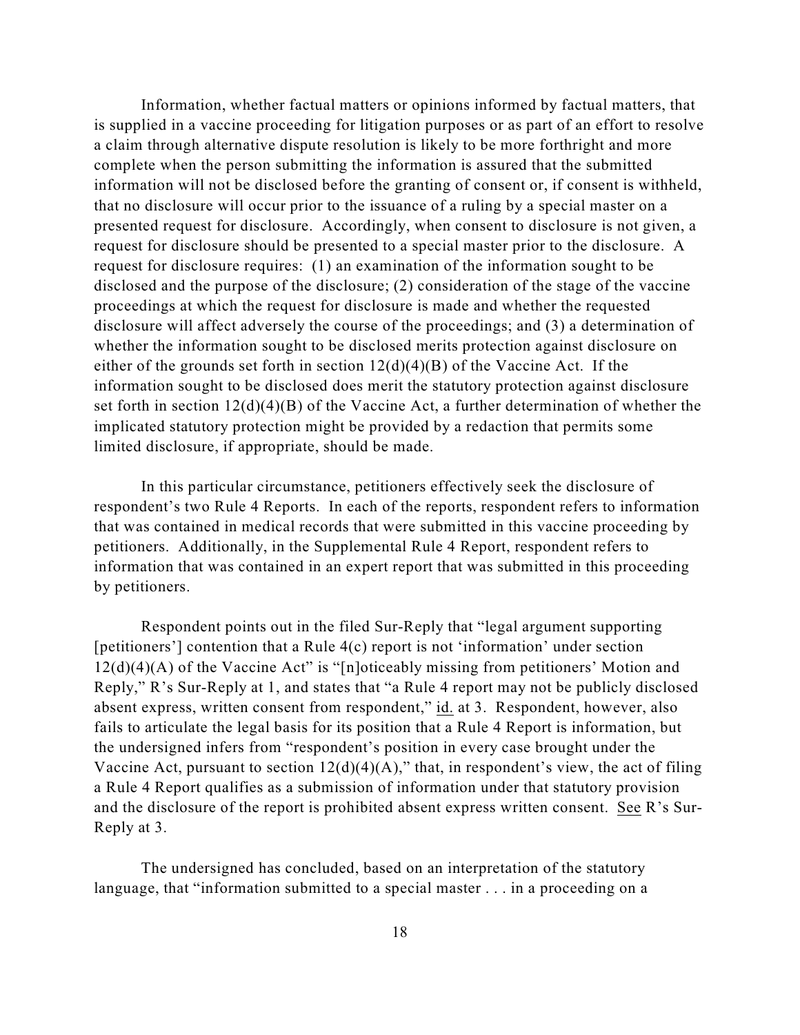Information, whether factual matters or opinions informed by factual matters, that is supplied in a vaccine proceeding for litigation purposes or as part of an effort to resolve a claim through alternative dispute resolution is likely to be more forthright and more complete when the person submitting the information is assured that the submitted information will not be disclosed before the granting of consent or, if consent is withheld, that no disclosure will occur prior to the issuance of a ruling by a special master on a presented request for disclosure. Accordingly, when consent to disclosure is not given, a request for disclosure should be presented to a special master prior to the disclosure. A request for disclosure requires: (1) an examination of the information sought to be disclosed and the purpose of the disclosure; (2) consideration of the stage of the vaccine proceedings at which the request for disclosure is made and whether the requested disclosure will affect adversely the course of the proceedings; and (3) a determination of whether the information sought to be disclosed merits protection against disclosure on either of the grounds set forth in section 12(d)(4)(B) of the Vaccine Act. If the information sought to be disclosed does merit the statutory protection against disclosure set forth in section 12(d)(4)(B) of the Vaccine Act, a further determination of whether the implicated statutory protection might be provided by a redaction that permits some limited disclosure, if appropriate, should be made.

In this particular circumstance, petitioners effectively seek the disclosure of respondent's two Rule 4 Reports. In each of the reports, respondent refers to information that was contained in medical records that were submitted in this vaccine proceeding by petitioners. Additionally, in the Supplemental Rule 4 Report, respondent refers to information that was contained in an expert report that was submitted in this proceeding by petitioners.

Respondent points out in the filed Sur-Reply that "legal argument supporting [petitioners'] contention that a Rule 4(c) report is not 'information' under section 12(d)(4)(A) of the Vaccine Act" is "[n]oticeably missing from petitioners' Motion and Reply," R's Sur-Reply at 1, and states that "a Rule 4 report may not be publicly disclosed absent express, written consent from respondent," id. at 3. Respondent, however, also fails to articulate the legal basis for its position that a Rule 4 Report is information, but the undersigned infers from "respondent's position in every case brought under the Vaccine Act, pursuant to section 12(d)(4)(A)," that, in respondent's view, the act of filing a Rule 4 Report qualifies as a submission of information under that statutory provision and the disclosure of the report is prohibited absent express written consent. See R's Sur-Reply at 3.

The undersigned has concluded, based on an interpretation of the statutory language, that "information submitted to a special master . . . in a proceeding on a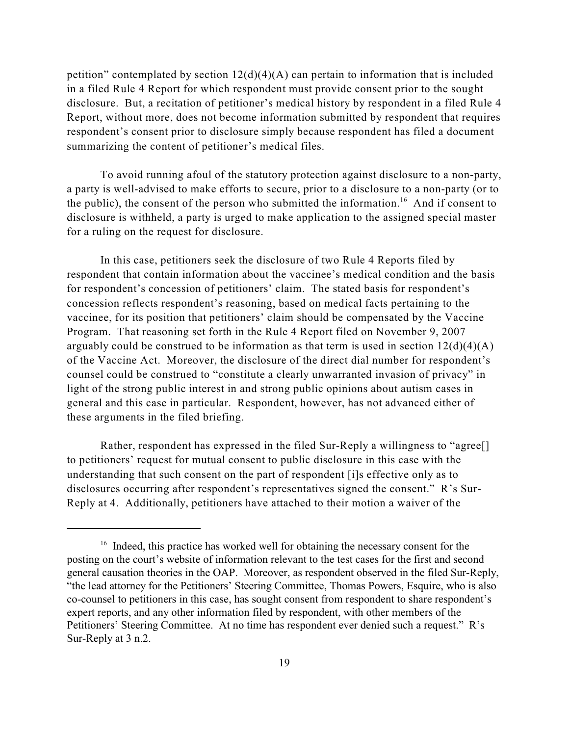petition" contemplated by section 12(d)(4)(A) can pertain to information that is included in a filed Rule 4 Report for which respondent must provide consent prior to the sought disclosure. But, a recitation of petitioner's medical history by respondent in a filed Rule 4 Report, without more, does not become information submitted by respondent that requires respondent's consent prior to disclosure simply because respondent has filed a document summarizing the content of petitioner's medical files.

To avoid running afoul of the statutory protection against disclosure to a non-party, a party is well-advised to make efforts to secure, prior to a disclosure to a non-party (or to the public), the consent of the person who submitted the information.[16] And if consent to disclosure is withheld, a party is urged to make application to the assigned special master for a ruling on the request for disclosure.

In this case, petitioners seek the disclosure of two Rule 4 Reports filed by respondent that contain information about the vaccinee's medical condition and the basis for respondent's concession of petitioners' claim. The stated basis for respondent's concession reflects respondent's reasoning, based on medical facts pertaining to the vaccinee, for its position that petitioners' claim should be compensated by the Vaccine Program. That reasoning set forth in the Rule 4 Report filed on November 9, 2007 arguably could be construed to be information as that term is used in section 12(d)(4)(A) of the Vaccine Act. Moreover, the disclosure of the direct dial number for respondent's counsel could be construed to "constitute a clearly unwarranted invasion of privacy" in light of the strong public interest in and strong public opinions about autism cases in general and this case in particular. Respondent, however, has not advanced either of these arguments in the filed briefing.

Rather, respondent has expressed in the filed Sur-Reply a willingness to "agree[] to petitioners' request for mutual consent to public disclosure in this case with the understanding that such consent on the part of respondent [i]s effective only as to disclosures occurring after respondent's representatives signed the consent." R's Sur-Reply at 4. Additionally, petitioners have attached to their motion a waiver of the

---

[16] Indeed, this practice has worked well for obtaining the necessary consent for the posting on the court's website of information relevant to the test cases for the first and second general causation theories in the OAP. Moreover, as respondent observed in the filed Sur-Reply, "the lead attorney for the Petitioners' Steering Committee, Thomas Powers, Esquire, who is also co-counsel to petitioners in this case, has sought consent from respondent to share respondent's expert reports, and any other information filed by respondent, with other members of the Petitioners' Steering Committee. At no time has respondent ever denied such a request." R's Sur-Reply at 3 n.2.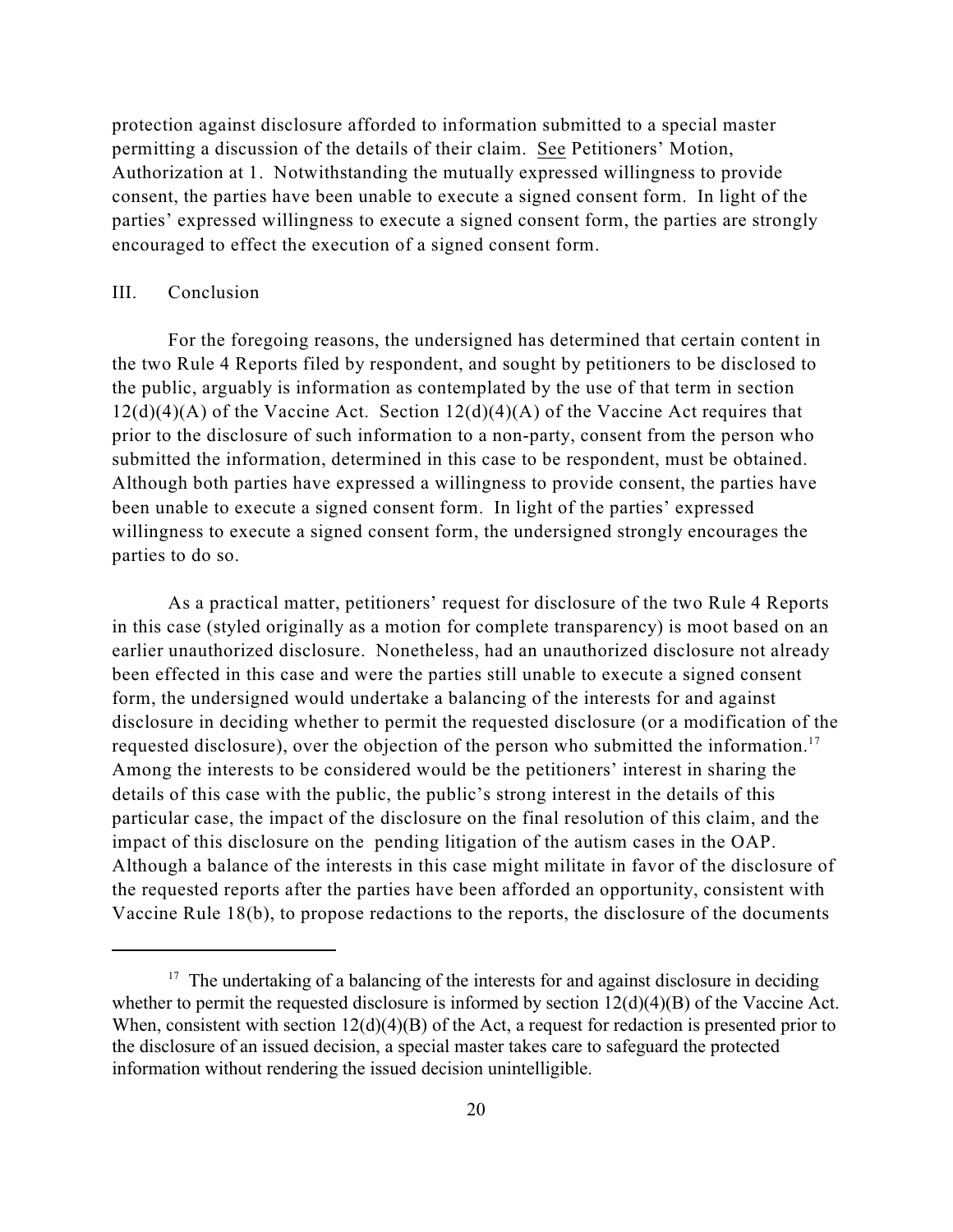protection against disclosure afforded to information submitted to a special master permitting a discussion of the details of their claim. See Petitioners' Motion, Authorization at 1. Notwithstanding the mutually expressed willingness to provide consent, the parties have been unable to execute a signed consent form. In light of the parties' expressed willingness to execute a signed consent form, the parties are strongly encouraged to effect the execution of a signed consent form.

## III. Conclusion

For the foregoing reasons, the undersigned has determined that certain content in the two Rule 4 Reports filed by respondent, and sought by petitioners to be disclosed to the public, arguably is information as contemplated by the use of that term in section 12(d)(4)(A) of the Vaccine Act. Section 12(d)(4)(A) of the Vaccine Act requires that prior to the disclosure of such information to a non-party, consent from the person who submitted the information, determined in this case to be respondent, must be obtained. Although both parties have expressed a willingness to provide consent, the parties have been unable to execute a signed consent form. In light of the parties' expressed willingness to execute a signed consent form, the undersigned strongly encourages the parties to do so.

As a practical matter, petitioners' request for disclosure of the two Rule 4 Reports in this case (styled originally as a motion for complete transparency) is moot based on an earlier unauthorized disclosure. Nonetheless, had an unauthorized disclosure not already been effected in this case and were the parties still unable to execute a signed consent form, the undersigned would undertake a balancing of the interests for and against disclosure in deciding whether to permit the requested disclosure (or a modification of the requested disclosure), over the objection of the person who submitted the information.[17] Among the interests to be considered would be the petitioners' interest in sharing the details of this case with the public, the public's strong interest in the details of this particular case, the impact of the disclosure on the final resolution of this claim, and the impact of this disclosure on the pending litigation of the autism cases in the OAP. Although a balance of the interests in this case might militate in favor of the disclosure of the requested reports after the parties have been afforded an opportunity, consistent with Vaccine Rule 18(b), to propose redactions to the reports, the disclosure of the documents

---

[17] The undertaking of a balancing of the interests for and against disclosure in deciding whether to permit the requested disclosure is informed by section 12(d)(4)(B) of the Vaccine Act. When, consistent with section 12(d)(4)(B) of the Act, a request for redaction is presented prior to the disclosure of an issued decision, a special master takes care to safeguard the protected information without rendering the issued decision unintelligible.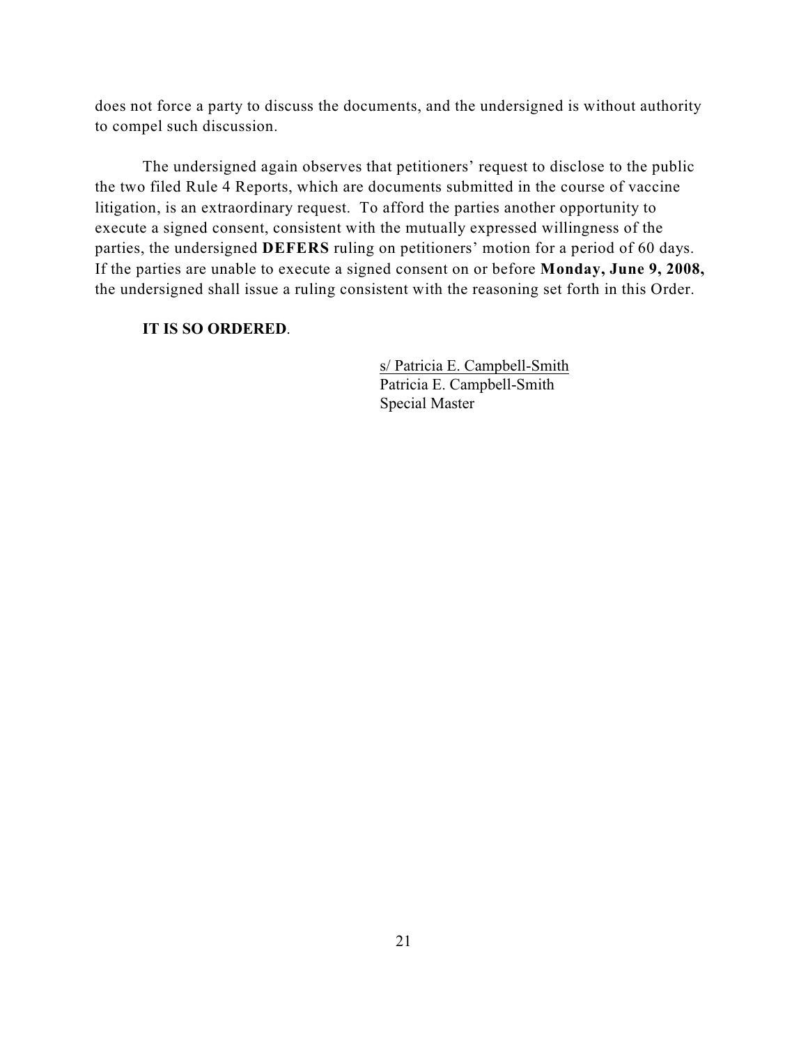does not force a party to discuss the documents, and the undersigned is without authority to compel such discussion.

The undersigned again observes that petitioners' request to disclose to the public the two filed Rule 4 Reports, which are documents submitted in the course of vaccine litigation, is an extraordinary request. To afford the parties another opportunity to execute a signed consent, consistent with the mutually expressed willingness of the parties, the undersigned **DEFERS** ruling on petitioners' motion for a period of 60 days. If the parties are unable to execute a signed consent on or before **Monday, June 9, 2008,** the undersigned shall issue a ruling consistent with the reasoning set forth in this Order.

**IT IS SO ORDERED**.

s/ Patricia E. Campbell-Smith
Patricia E. Campbell-Smith
Special Master